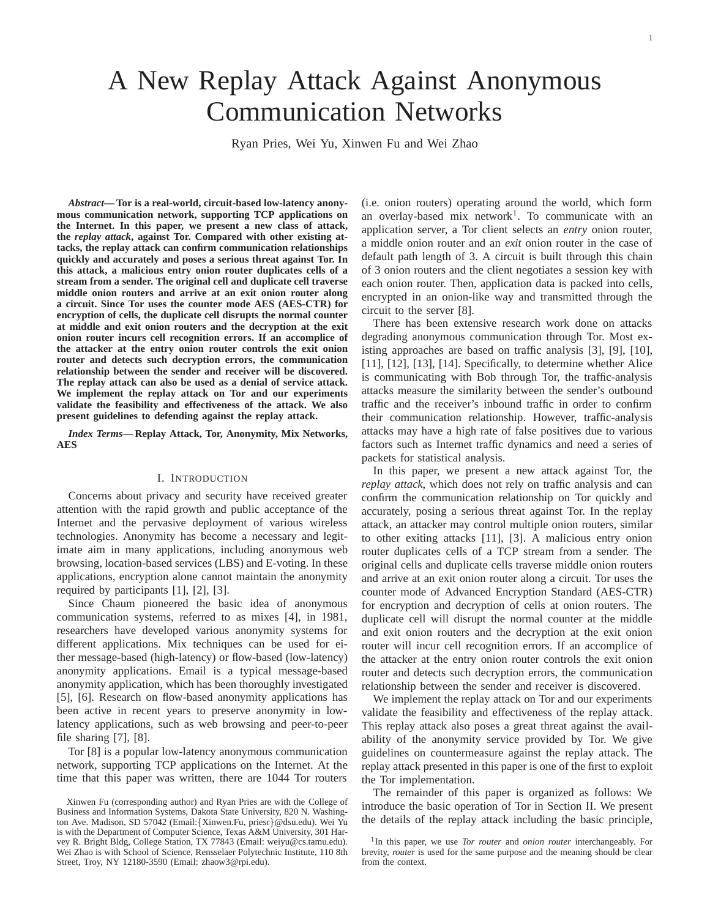# A New Replay Attack Against Anonymous Communication Networks

Ryan Pries, Wei Yu, Xinwen Fu and Wei Zhao

***Abstract*— Tor is a real-world, circuit-based low-latency anonymous communication network, supporting TCP applications on the Internet. In this paper, we present a new class of attack, the *replay attack*, against Tor. Compared with other existing attacks, the replay attack can confirm communication relationships quickly and accurately and poses a serious threat against Tor. In this attack, a malicious entry onion router duplicates cells of a stream from a sender. The original cell and duplicate cell traverse middle onion routers and arrive at an exit onion router along a circuit. Since Tor uses the counter mode AES (AES-CTR) for encryption of cells, the duplicate cell disrupts the normal counter at middle and exit onion routers and the decryption at the exit onion router incurs cell recognition errors. If an accomplice of the attacker at the entry onion router controls the exit onion router and detects such decryption errors, the communication relationship between the sender and receiver will be discovered. The replay attack can also be used as a denial of service attack. We implement the replay attack on Tor and our experiments validate the feasibility and effectiveness of the attack. We also present guidelines to defending against the replay attack.**

***Index Terms*— Replay Attack, Tor, Anonymity, Mix Networks, AES**

## I. Introduction

Concerns about privacy and security have received greater attention with the rapid growth and public acceptance of the Internet and the pervasive deployment of various wireless technologies. Anonymity has become a necessary and legitimate aim in many applications, including anonymous web browsing, location-based services (LBS) and E-voting. In these applications, encryption alone cannot maintain the anonymity required by participants [1], [2], [3].

Since Chaum pioneered the basic idea of anonymous communication systems, referred to as mixes [4], in 1981, researchers have developed various anonymity systems for different applications. Mix techniques can be used for either message-based (high-latency) or flow-based (low-latency) anonymity applications. Email is a typical message-based anonymity application, which has been thoroughly investigated [5], [6]. Research on flow-based anonymity applications has been active in recent years to preserve anonymity in low-latency applications, such as web browsing and peer-to-peer file sharing [7], [8].

Tor [8] is a popular low-latency anonymous communication network, supporting TCP applications on the Internet. At the time that this paper was written, there are 1044 Tor routers (i.e. onion routers) operating around the world, which form an overlay-based mix network[1]. To communicate with an application server, a Tor client selects an *entry* onion router, a middle onion router and an *exit* onion router in the case of default path length of 3. A circuit is built through this chain of 3 onion routers and the client negotiates a session key with each onion router. Then, application data is packed into cells, encrypted in an onion-like way and transmitted through the circuit to the server [8].

There has been extensive research work done on attacks degrading anonymous communication through Tor. Most existing approaches are based on traffic analysis [3], [9], [10], [11], [12], [13], [14]. Specifically, to determine whether Alice is communicating with Bob through Tor, the traffic-analysis attacks measure the similarity between the sender's outbound traffic and the receiver's inbound traffic in order to confirm their communication relationship. However, traffic-analysis attacks may have a high rate of false positives due to various factors such as Internet traffic dynamics and need a series of packets for statistical analysis.

In this paper, we present a new attack against Tor, the *replay attack*, which does not rely on traffic analysis and can confirm the communication relationship on Tor quickly and accurately, posing a serious threat against Tor. In the replay attack, an attacker may control multiple onion routers, similar to other exiting attacks [11], [3]. A malicious entry onion router duplicates cells of a TCP stream from a sender. The original cells and duplicate cells traverse middle onion routers and arrive at an exit onion router along a circuit. Tor uses the counter mode of Advanced Encryption Standard (AES-CTR) for encryption and decryption of cells at onion routers. The duplicate cell will disrupt the normal counter at the middle and exit onion routers and the decryption at the exit onion router will incur cell recognition errors. If an accomplice of the attacker at the entry onion router controls the exit onion router and detects such decryption errors, the communication relationship between the sender and receiver is discovered.

We implement the replay attack on Tor and our experiments validate the feasibility and effectiveness of the replay attack. This replay attack also poses a great threat against the availability of the anonymity service provided by Tor. We give guidelines on countermeasure against the replay attack. The replay attack presented in this paper is one of the first to exploit the Tor implementation.

The remainder of this paper is organized as follows: We introduce the basic operation of Tor in Section II. We present the details of the replay attack including the basic principle,

Xinwen Fu (corresponding author) and Ryan Pries are with the College of Business and Information Systems, Dakota State University, 820 N. Washington Ave. Madison, SD 57042 (Email:{Xinwen.Fu, priesr}@dsu.edu). Wei Yu is with the Department of Computer Science, Texas A&M University, 301 Harvey R. Bright Bldg, College Station, TX 77843 (Email: weiyu@cs.tamu.edu). Wei Zhao is with School of Science, Rensselaer Polytechnic Institute, 110 8th Street, Troy, NY 12180-3590 (Email: zhaow3@rpi.edu).

[1] In this paper, we use *Tor router* and *onion router* interchangeably. For brevity, *router* is used for the same purpose and the meaning should be clear from the context.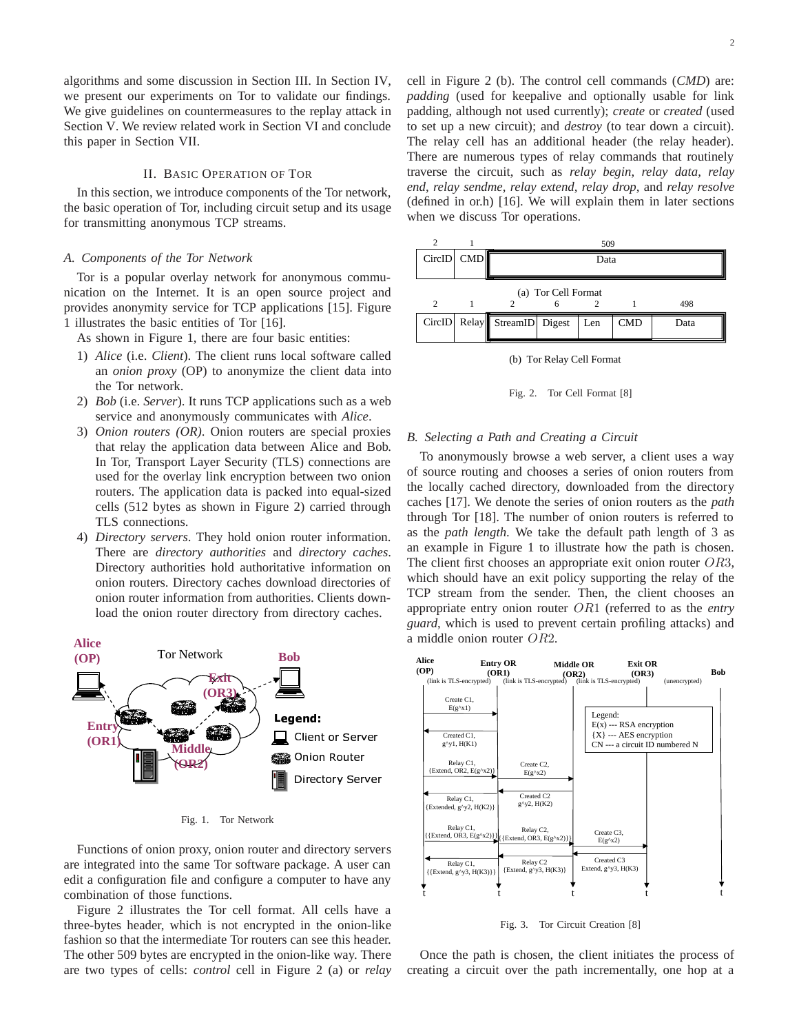algorithms and some discussion in Section III. In Section IV, we present our experiments on Tor to validate our findings. We give guidelines on countermeasures to the replay attack in Section V. We review related work in Section VI and conclude this paper in Section VII.

## II. Basic Operation of Tor

In this section, we introduce components of the Tor network, the basic operation of Tor, including circuit setup and its usage for transmitting anonymous TCP streams.

### A. Components of the Tor Network

Tor is a popular overlay network for anonymous communication on the Internet. It is an open source project and provides anonymity service for TCP applications [15]. Figure 1 illustrates the basic entities of Tor [16].

As shown in Figure 1, there are four basic entities:

1) *Alice* (i.e. *Client*). The client runs local software called an *onion proxy* (OP) to anonymize the client data into the Tor network.
2) *Bob* (i.e. *Server*). It runs TCP applications such as a web service and anonymously communicates with *Alice*.
3) *Onion routers (OR)*. Onion routers are special proxies that relay the application data between Alice and Bob. In Tor, Transport Layer Security (TLS) connections are used for the overlay link encryption between two onion routers. The application data is packed into equal-sized cells (512 bytes as shown in Figure 2) carried through TLS connections.
4) *Directory servers*. They hold onion router information. There are *directory authorities* and *directory caches*. Directory authorities hold authoritative information on onion routers. Directory caches download directories of onion router information from authorities. Clients download the onion router directory from directory caches.

Fig. 1. Tor Network

Functions of onion proxy, onion router and directory servers are integrated into the same Tor software package. A user can edit a configuration file and configure a computer to have any combination of those functions.

Figure 2 illustrates the Tor cell format. All cells have a three-bytes header, which is not encrypted in the onion-like fashion so that the intermediate Tor routers can see this header. The other 509 bytes are encrypted in the onion-like way. There are two types of cells: *control* cell in Figure 2 (a) or *relay* cell in Figure 2 (b). The control cell commands (*CMD*) are: *padding* (used for keepalive and optionally usable for link padding, although not used currently); *create* or *created* (used to set up a new circuit); and *destroy* (to tear down a circuit). The relay cell has an additional header (the relay header). There are numerous types of relay commands that routinely traverse the circuit, such as *relay begin*, *relay data*, *relay end*, *relay sendme*, *relay extend*, *relay drop*, and *relay resolve* (defined in or.h) [16]. We will explain them in later sections when we discuss Tor operations.

| 2 | 1 | 509 |
|---|---|---|
| CircID | CMD | Data |

(a) Tor Cell Format

| 2 | 1 | 2 | 6 | 2 | 1 | 498 |
|---|---|---|---|---|---|---|
| CircID | Relay | StreamID | Digest | Len | CMD | Data |

(b) Tor Relay Cell Format

Fig. 2. Tor Cell Format [8]

### B. Selecting a Path and Creating a Circuit

To anonymously browse a web server, a client uses a way of source routing and chooses a series of onion routers from the locally cached directory, downloaded from the directory caches [17]. We denote the series of onion routers as the *path* through Tor [18]. The number of onion routers is referred to as the *path length*. We take the default path length of 3 as an example in Figure 1 to illustrate how the path is chosen. The client first chooses an appropriate exit onion router $OR3$, which should have an exit policy supporting the relay of the TCP stream from the sender. Then, the client chooses an appropriate entry onion router $OR1$ (referred to as the *entry guard*, which is used to prevent certain profiling attacks) and a middle onion router $OR2$.

Fig. 3. Tor Circuit Creation [8]

Once the path is chosen, the client initiates the process of creating a circuit over the path incrementally, one hop at a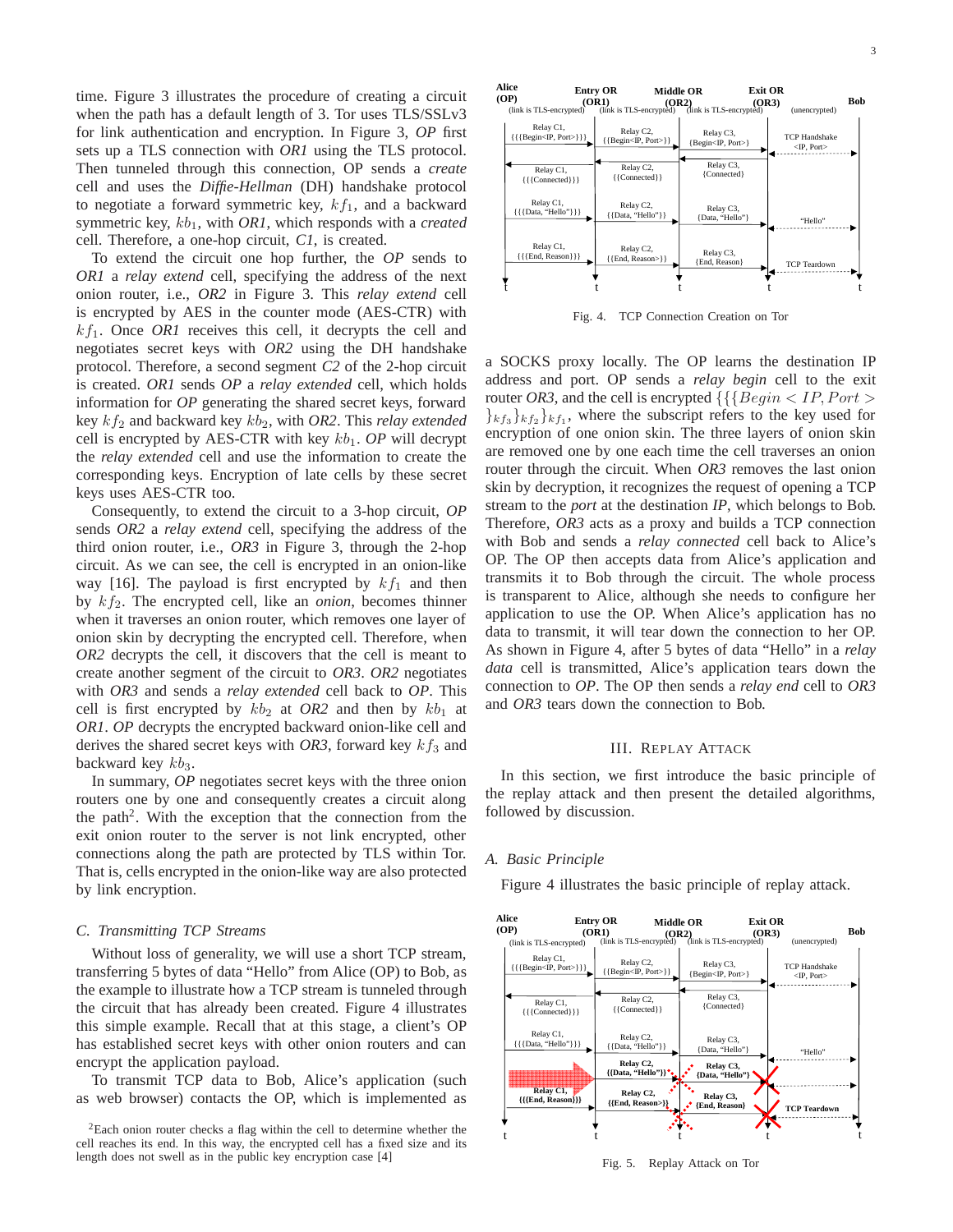time. Figure 3 illustrates the procedure of creating a circuit when the path has a default length of 3. Tor uses TLS/SSLv3 for link authentication and encryption. In Figure 3, *OP* first sets up a TLS connection with *OR1* using the TLS protocol. Then tunneled through this connection, OP sends a *create* cell and uses the *Diffie-Hellman* (DH) handshake protocol to negotiate a forward symmetric key, $kf_1$, and a backward symmetric key, $kb_1$, with *OR1*, which responds with a *created* cell. Therefore, a one-hop circuit, *C1*, is created.

To extend the circuit one hop further, the *OP* sends to *OR1* a *relay extend* cell, specifying the address of the next onion router, i.e., *OR2* in Figure 3. This *relay extend* cell is encrypted by AES in the counter mode (AES-CTR) with $kf_1$. Once *OR1* receives this cell, it decrypts the cell and negotiates secret keys with *OR2* using the DH handshake protocol. Therefore, a second segment *C2* of the 2-hop circuit is created. *OR1* sends *OP* a *relay extended* cell, which holds information for *OP* generating the shared secret keys, forward key $kf_2$ and backward key $kb_2$, with *OR2*. This *relay extended* cell is encrypted by AES-CTR with key $kb_1$. *OP* will decrypt the *relay extended* cell and use the information to create the corresponding keys. Encryption of late cells by these secret keys uses AES-CTR too.

Consequently, to extend the circuit to a 3-hop circuit, *OP* sends *OR2* a *relay extend* cell, specifying the address of the third onion router, i.e., *OR3* in Figure 3, through the 2-hop circuit. As we can see, the cell is encrypted in an onion-like way [16]. The payload is first encrypted by $kf_1$ and then by $kf_2$. The encrypted cell, like an *onion*, becomes thinner when it traverses an onion router, which removes one layer of onion skin by decrypting the encrypted cell. Therefore, when *OR2* decrypts the cell, it discovers that the cell is meant to create another segment of the circuit to *OR3*. *OR2* negotiates with *OR3* and sends a *relay extended* cell back to *OP*. This cell is first encrypted by $kb_2$ at *OR2* and then by $kb_1$ at *OR1*. *OP* decrypts the encrypted backward onion-like cell and derives the shared secret keys with *OR3*, forward key $kf_3$ and backward key $kb_3$.

In summary, *OP* negotiates secret keys with the three onion routers one by one and consequently creates a circuit along the path[2]. With the exception that the connection from the exit onion router to the server is not link encrypted, other connections along the path are protected by TLS within Tor. That is, cells encrypted in the onion-like way are also protected by link encryption.

### C. Transmitting TCP Streams

Without loss of generality, we will use a short TCP stream, transferring 5 bytes of data "Hello" from Alice (OP) to Bob, as the example to illustrate how a TCP stream is tunneled through the circuit that has already been created. Figure 4 illustrates this simple example. Recall that at this stage, a client's OP has established secret keys with other onion routers and can encrypt the application payload.

To transmit TCP data to Bob, Alice's application (such as web browser) contacts the OP, which is implemented as a SOCKS proxy locally. The OP learns the destination IP address and port. OP sends a *relay begin* cell to the exit router *OR3*, and the cell is encrypted $\{\{\{Begin<IP,Port>\}_{kf_3}\}_{kf_2}\}_{kf_1}$, where the subscript refers to the key used for encryption of one onion skin. The three layers of onion skin are removed one by one each time the cell traverses an onion router through the circuit. When *OR3* removes the last onion skin by decryption, it recognizes the request of opening a TCP stream to the *port* at the destination *IP*, which belongs to Bob. Therefore, *OR3* acts as a proxy and builds a TCP connection with Bob and sends a *relay connected* cell back to Alice's OP. The OP then accepts data from Alice's application and transmits it to Bob through the circuit. The whole process is transparent to Alice, although she needs to configure her application to use the OP. When Alice's application has no data to transmit, it will tear down the connection to her OP. As shown in Figure 4, after 5 bytes of data "Hello" in a *relay data* cell is transmitted, Alice's application tears down the connection to *OP*. The OP then sends a *relay end* cell to *OR3* and *OR3* tears down the connection to Bob.

Fig. 4. TCP Connection Creation on Tor

## III. Replay Attack

In this section, we first introduce the basic principle of the replay attack and then present the detailed algorithms, followed by discussion.

### A. Basic Principle

Figure 4 illustrates the basic principle of replay attack.

Fig. 5. Replay Attack on Tor

[2]Each onion router checks a flag within the cell to determine whether the cell reaches its end. In this way, the encrypted cell has a fixed size and its length does not swell as in the public key encryption case [4]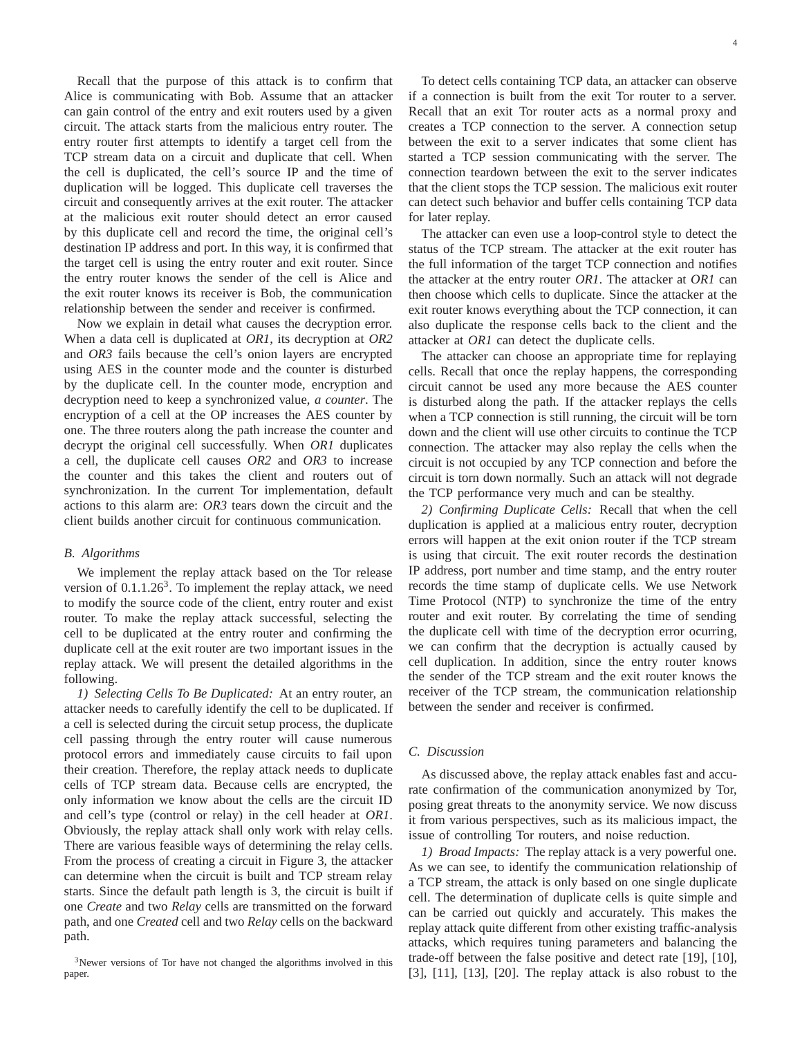Recall that the purpose of this attack is to confirm that Alice is communicating with Bob. Assume that an attacker can gain control of the entry and exit routers used by a given circuit. The attack starts from the malicious entry router. The entry router first attempts to identify a target cell from the TCP stream data on a circuit and duplicate that cell. When the cell is duplicated, the cell's source IP and the time of duplication will be logged. This duplicate cell traverses the circuit and consequently arrives at the exit router. The attacker at the malicious exit router should detect an error caused by this duplicate cell and record the time, the original cell's destination IP address and port. In this way, it is confirmed that the target cell is using the entry router and exit router. Since the entry router knows the sender of the cell is Alice and the exit router knows its receiver is Bob, the communication relationship between the sender and receiver is confirmed.

Now we explain in detail what causes the decryption error. When a data cell is duplicated at *OR1*, its decryption at *OR2* and *OR3* fails because the cell's onion layers are encrypted using AES in the counter mode and the counter is disturbed by the duplicate cell. In the counter mode, encryption and decryption need to keep a synchronized value, *a counter*. The encryption of a cell at the OP increases the AES counter by one. The three routers along the path increase the counter and decrypt the original cell successfully. When *OR1* duplicates a cell, the duplicate cell causes *OR2* and *OR3* to increase the counter and this takes the client and routers out of synchronization. In the current Tor implementation, default actions to this alarm are: *OR3* tears down the circuit and the client builds another circuit for continuous communication.

### B. Algorithms

We implement the replay attack based on the Tor release version of 0.1.1.26[3]. To implement the replay attack, we need to modify the source code of the client, entry router and exist router. To make the replay attack successful, selecting the cell to be duplicated at the entry router and confirming the duplicate cell at the exit router are two important issues in the replay attack. We will present the detailed algorithms in the following.

*1) Selecting Cells To Be Duplicated:* At an entry router, an attacker needs to carefully identify the cell to be duplicated. If a cell is selected during the circuit setup process, the duplicate cell passing through the entry router will cause numerous protocol errors and immediately cause circuits to fail upon their creation. Therefore, the replay attack needs to duplicate cells of TCP stream data. Because cells are encrypted, the only information we know about the cells are the circuit ID and cell's type (control or relay) in the cell header at *OR1*. Obviously, the replay attack shall only work with relay cells. There are various feasible ways of determining the relay cells. From the process of creating a circuit in Figure 3, the attacker can determine when the circuit is built and TCP stream relay starts. Since the default path length is 3, the circuit is built if one *Create* and two *Relay* cells are transmitted on the forward path, and one *Created* cell and two *Relay* cells on the backward path.

[3]Newer versions of Tor have not changed the algorithms involved in this paper.

To detect cells containing TCP data, an attacker can observe if a connection is built from the exit Tor router to a server. Recall that an exit Tor router acts as a normal proxy and creates a TCP connection to the server. A connection setup between the exit to a server indicates that some client has started a TCP session communicating with the server. The connection teardown between the exit to the server indicates that the client stops the TCP session. The malicious exit router can detect such behavior and buffer cells containing TCP data for later replay.

The attacker can even use a loop-control style to detect the status of the TCP stream. The attacker at the exit router has the full information of the target TCP connection and notifies the attacker at the entry router *OR1*. The attacker at *OR1* can then choose which cells to duplicate. Since the attacker at the exit router knows everything about the TCP connection, it can also duplicate the response cells back to the client and the attacker at *OR1* can detect the duplicate cells.

The attacker can choose an appropriate time for replaying cells. Recall that once the replay happens, the corresponding circuit cannot be used any more because the AES counter is disturbed along the path. If the attacker replays the cells when a TCP connection is still running, the circuit will be torn down and the client will use other circuits to continue the TCP connection. The attacker may also replay the cells when the circuit is not occupied by any TCP connection and before the circuit is torn down normally. Such an attack will not degrade the TCP performance very much and can be stealthy.

*2) Confirming Duplicate Cells:* Recall that when the cell duplication is applied at a malicious entry router, decryption errors will happen at the exit onion router if the TCP stream is using that circuit. The exit router records the destination IP address, port number and time stamp, and the entry router records the time stamp of duplicate cells. We use Network Time Protocol (NTP) to synchronize the time of the entry router and exit router. By correlating the time of sending the duplicate cell with time of the decryption error ocurring, we can confirm that the decryption is actually caused by cell duplication. In addition, since the entry router knows the sender of the TCP stream and the exit router knows the receiver of the TCP stream, the communication relationship between the sender and receiver is confirmed.

### C. Discussion

As discussed above, the replay attack enables fast and accurate confirmation of the communication anonymized by Tor, posing great threats to the anonymity service. We now discuss it from various perspectives, such as its malicious impact, the issue of controlling Tor routers, and noise reduction.

*1) Broad Impacts:* The replay attack is a very powerful one. As we can see, to identify the communication relationship of a TCP stream, the attack is only based on one single duplicate cell. The determination of duplicate cells is quite simple and can be carried out quickly and accurately. This makes the replay attack quite different from other existing traffic-analysis attacks, which requires tuning parameters and balancing the trade-off between the false positive and detect rate [19], [10], [3], [11], [13], [20]. The replay attack is also robust to the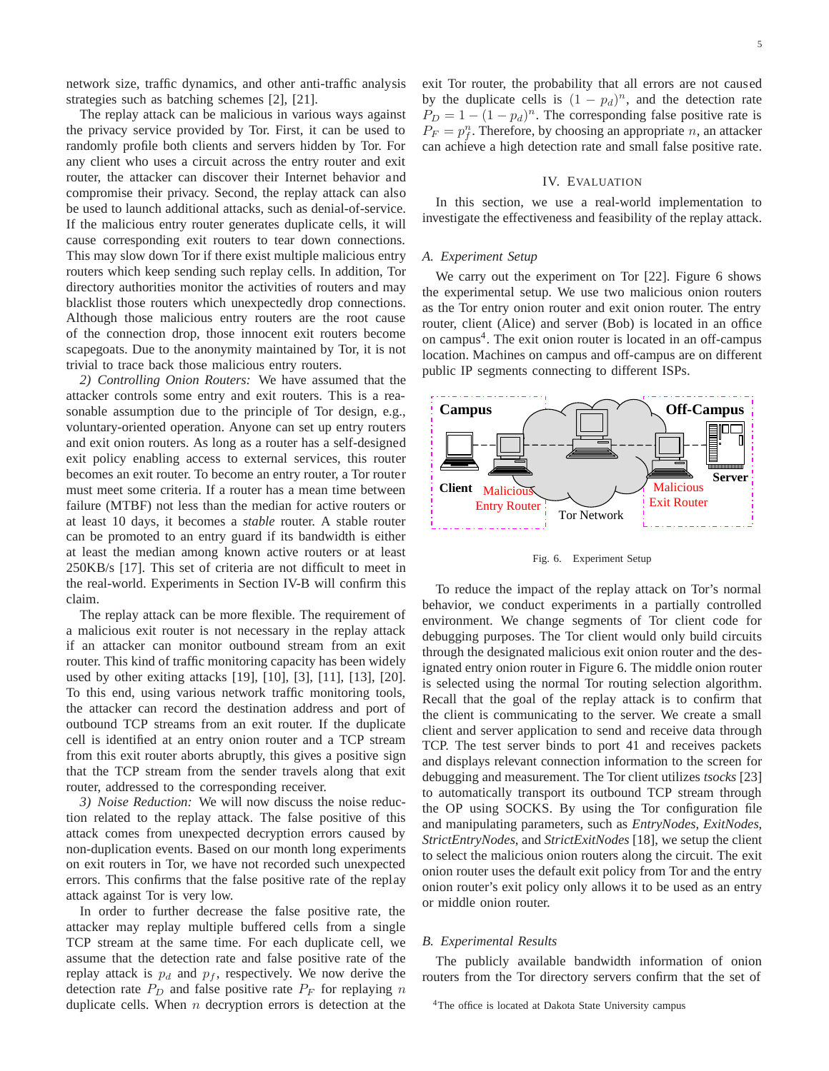network size, traffic dynamics, and other anti-traffic analysis strategies such as batching schemes [2], [21].

The replay attack can be malicious in various ways against the privacy service provided by Tor. First, it can be used to randomly profile both clients and servers hidden by Tor. For any client who uses a circuit across the entry router and exit router, the attacker can discover their Internet behavior and compromise their privacy. Second, the replay attack can also be used to launch additional attacks, such as denial-of-service. If the malicious entry router generates duplicate cells, it will cause corresponding exit routers to tear down connections. This may slow down Tor if there exist multiple malicious entry routers which keep sending such replay cells. In addition, Tor directory authorities monitor the activities of routers and may blacklist those routers which unexpectedly drop connections. Although those malicious entry routers are the root cause of the connection drop, those innocent exit routers become scapegoats. Due to the anonymity maintained by Tor, it is not trivial to trace back those malicious entry routers.

*2) Controlling Onion Routers:* We have assumed that the attacker controls some entry and exit routers. This is a reasonable assumption due to the principle of Tor design, e.g., voluntary-oriented operation. Anyone can set up entry routers and exit onion routers. As long as a router has a self-designed exit policy enabling access to external services, this router becomes an exit router. To become an entry router, a Tor router must meet some criteria. If a router has a mean time between failure (MTBF) not less than the median for active routers or at least 10 days, it becomes a *stable* router. A stable router can be promoted to an entry guard if its bandwidth is either at least the median among known active routers or at least 250KB/s [17]. This set of criteria are not difficult to meet in the real-world. Experiments in Section IV-B will confirm this claim.

The replay attack can be more flexible. The requirement of a malicious exit router is not necessary in the replay attack if an attacker can monitor outbound stream from an exit router. This kind of traffic monitoring capacity has been widely used by other exiting attacks [19], [10], [3], [11], [13], [20]. To this end, using various network traffic monitoring tools, the attacker can record the destination address and port of outbound TCP streams from an exit router. If the duplicate cell is identified at an entry onion router and a TCP stream from this exit router aborts abruptly, this gives a positive sign that the TCP stream from the sender travels along that exit router, addressed to the corresponding receiver.

*3) Noise Reduction:* We will now discuss the noise reduction related to the replay attack. The false positive of this attack comes from unexpected decryption errors caused by non-duplication events. Based on our month long experiments on exit routers in Tor, we have not recorded such unexpected errors. This confirms that the false positive rate of the replay attack against Tor is very low.

In order to further decrease the false positive rate, the attacker may replay multiple buffered cells from a single TCP stream at the same time. For each duplicate cell, we assume that the detection rate and false positive rate of the replay attack is $p_d$ and $p_f$, respectively. We now derive the detection rate $P_D$ and false positive rate $P_F$ for replaying $n$ duplicate cells. When $n$ decryption errors is detection at the exit Tor router, the probability that all errors are not caused by the duplicate cells is $(1 - p_d)^n$, and the detection rate $P_D = 1 - (1 - p_d)^n$. The corresponding false positive rate is $P_F = p_f^n$. Therefore, by choosing an appropriate $n$, an attacker can achieve a high detection rate and small false positive rate.

## IV. Evaluation

In this section, we use a real-world implementation to investigate the effectiveness and feasibility of the replay attack.

### A. Experiment Setup

We carry out the experiment on Tor [22]. Figure 6 shows the experimental setup. We use two malicious onion routers as the Tor entry onion router and exit onion router. The entry router, client (Alice) and server (Bob) is located in an office on campus[4]. The exit onion router is located in an off-campus location. Machines on campus and off-campus are on different public IP segments connecting to different ISPs.

Fig. 6. Experiment Setup

To reduce the impact of the replay attack on Tor's normal behavior, we conduct experiments in a partially controlled environment. We change segments of Tor client code for debugging purposes. The Tor client would only build circuits through the designated malicious exit onion router and the designated entry onion router in Figure 6. The middle onion router is selected using the normal Tor routing selection algorithm. Recall that the goal of the replay attack is to confirm that the client is communicating to the server. We create a small client and server application to send and receive data through TCP. The test server binds to port 41 and receives packets and displays relevant connection information to the screen for debugging and measurement. The Tor client utilizes *tsocks* [23] to automatically transport its outbound TCP stream through the OP using SOCKS. By using the Tor configuration file and manipulating parameters, such as *EntryNodes*, *ExitNodes*, *StrictEntryNodes*, and *StrictExitNodes* [18], we setup the client to select the malicious onion routers along the circuit. The exit onion router uses the default exit policy from Tor and the entry onion router's exit policy only allows it to be used as an entry or middle onion router.

### B. Experimental Results

The publicly available bandwidth information of onion routers from the Tor directory servers confirm that the set of

[4] The office is located at Dakota State University campus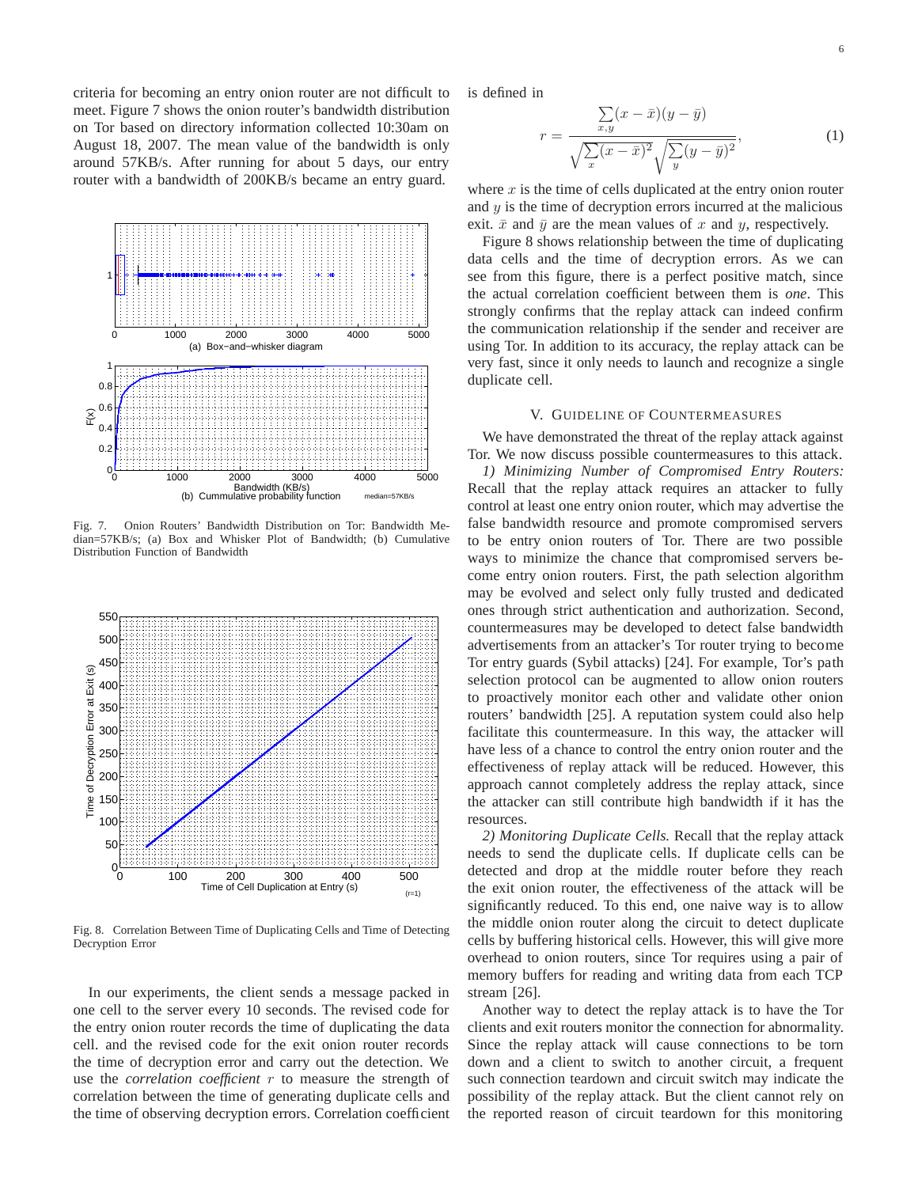criteria for becoming an entry onion router are not difficult to meet. Figure 7 shows the onion router's bandwidth distribution on Tor based on directory information collected 10:30am on August 18, 2007. The mean value of the bandwidth is only around 57KB/s. After running for about 5 days, our entry router with a bandwidth of 200KB/s became an entry guard.

1
0 1000 2000 3000 4000 5000
(a) Box−and−whisker diagram

F(x)
0 0.2 0.4 0.6 0.8 1
0 1000 2000 3000 4000 5000
Bandwidth (KB/s)
(b) Cummulative probability function
median=57KB/s

Fig. 7. Onion Routers' Bandwidth Distribution on Tor: Bandwidth Median=57KB/s; (a) Box and Whisker Plot of Bandwidth; (b) Cumulative Distribution Function of Bandwidth

Time of Decryption Error at Exit (s)
0 50 100 150 200 250 300 350 400 450 500 550
0 100 200 300 400 500
Time of Cell Duplication at Entry (s)
(r=1)

Fig. 8. Correlation Between Time of Duplicating Cells and Time of Detecting Decryption Error

In our experiments, the client sends a message packed in one cell to the server every 10 seconds. The revised code for the entry onion router records the time of duplicating the data cell. and the revised code for the exit onion router records the time of decryption error and carry out the detection. We use the *correlation coefficient* $r$ to measure the strength of correlation between the time of generating duplicate cells and the time of observing decryption errors. Correlation coefficient is defined in

$$r = \frac{\sum\limits_{x,y}(x-\bar{x})(y-\bar{y})}{\sqrt{\sum\limits_{x}(x-\bar{x})^2}\sqrt{\sum\limits_{y}(y-\bar{y})^2}}, \tag{1}$$

where $x$ is the time of cells duplicated at the entry onion router and $y$ is the time of decryption errors incurred at the malicious exit. $\bar{x}$ and $\bar{y}$ are the mean values of $x$ and $y$, respectively.

Figure 8 shows relationship between the time of duplicating data cells and the time of decryption errors. As we can see from this figure, there is a perfect positive match, since the actual correlation coefficient between them is *one*. This strongly confirms that the replay attack can indeed confirm the communication relationship if the sender and receiver are using Tor. In addition to its accuracy, the replay attack can be very fast, since it only needs to launch and recognize a single duplicate cell.

## V. Guideline of Countermeasures

We have demonstrated the threat of the replay attack against Tor. We now discuss possible countermeasures to this attack.

*1) Minimizing Number of Compromised Entry Routers:* Recall that the replay attack requires an attacker to fully control at least one entry onion router, which may advertise the false bandwidth resource and promote compromised servers to be entry onion routers of Tor. There are two possible ways to minimize the chance that compromised servers become entry onion routers. First, the path selection algorithm may be evolved and select only fully trusted and dedicated ones through strict authentication and authorization. Second, countermeasures may be developed to detect false bandwidth advertisements from an attacker's Tor router trying to become Tor entry guards (Sybil attacks) [24]. For example, Tor's path selection protocol can be augmented to allow onion routers to proactively monitor each other and validate other onion routers' bandwidth [25]. A reputation system could also help facilitate this countermeasure. In this way, the attacker will have less of a chance to control the entry onion router and the effectiveness of replay attack will be reduced. However, this approach cannot completely address the replay attack, since the attacker can still contribute high bandwidth if it has the resources.

*2) Monitoring Duplicate Cells.* Recall that the replay attack needs to send the duplicate cells. If duplicate cells can be detected and drop at the middle router before they reach the exit onion router, the effectiveness of the attack will be significantly reduced. To this end, one naive way is to allow the middle onion router along the circuit to detect duplicate cells by buffering historical cells. However, this will give more overhead to onion routers, since Tor requires using a pair of memory buffers for reading and writing data from each TCP stream [26].

Another way to detect the replay attack is to have the Tor clients and exit routers monitor the connection for abnormality. Since the replay attack will cause connections to be torn down and a client to switch to another circuit, a frequent such connection teardown and circuit switch may indicate the possibility of the replay attack. But the client cannot rely on the reported reason of circuit teardown for this monitoring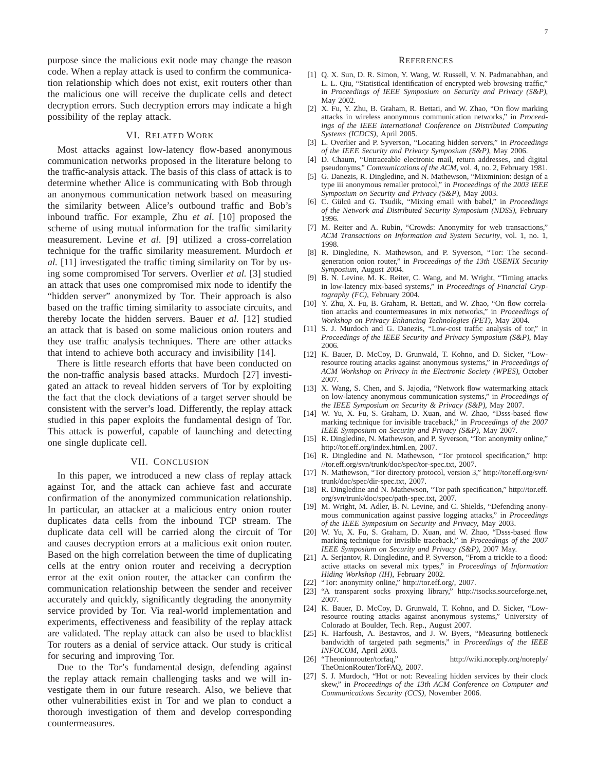purpose since the malicious exit node may change the reason code. When a replay attack is used to confirm the communication relationship which does not exist, exit routers other than the malicious one will receive the duplicate cells and detect decryption errors. Such decryption errors may indicate a high possibility of the replay attack.

## VI. Related Work

Most attacks against low-latency flow-based anonymous communication networks proposed in the literature belong to the traffic-analysis attack. The basis of this class of attack is to determine whether Alice is communicating with Bob through an anonymous communication network based on measuring the similarity between Alice's outbound traffic and Bob's inbound traffic. For example, Zhu *et al*. [10] proposed the scheme of using mutual information for the traffic similarity measurement. Levine *et al.* [9] utilized a cross-correlation technique for the traffic similarity measurement. Murdoch *et al.* [11] investigated the traffic timing similarity on Tor by using some compromised Tor servers. Overlier *et al.* [3] studied an attack that uses one compromised mix node to identify the "hidden server" anonymized by Tor. Their approach is also based on the traffic timing similarity to associate circuits, and thereby locate the hidden servers. Bauer *et al.* [12] studied an attack that is based on some malicious onion routers and they use traffic analysis techniques. There are other attacks that intend to achieve both accuracy and invisibility [14].

There is little research efforts that have been conducted on the non-traffic analysis based attacks. Murdoch [27] investigated an attack to reveal hidden servers of Tor by exploiting the fact that the clock deviations of a target server should be consistent with the server's load. Differently, the replay attack studied in this paper exploits the fundamental design of Tor. This attack is powerful, capable of launching and detecting one single duplicate cell.

## VII. Conclusion

In this paper, we introduced a new class of replay attack against Tor, and the attack can achieve fast and accurate confirmation of the anonymized communication relationship. In particular, an attacker at a malicious entry onion router duplicates data cells from the inbound TCP stream. The duplicate data cell will be carried along the circuit of Tor and causes decryption errors at a malicious exit onion router. Based on the high correlation between the time of duplicating cells at the entry onion router and receiving a decryption error at the exit onion router, the attacker can confirm the communication relationship between the sender and receiver accurately and quickly, significantly degrading the anonymity service provided by Tor. Via real-world implementation and experiments, effectiveness and feasibility of the replay attack are validated. The replay attack can also be used to blacklist Tor routers as a denial of service attack. Our study is critical for securing and improving Tor.

Due to the Tor's fundamental design, defending against the replay attack remain challenging tasks and we will investigate them in our future research. Also, we believe that other vulnerabilities exist in Tor and we plan to conduct a thorough investigation of them and develop corresponding countermeasures.

## References

[1] Q. X. Sun, D. R. Simon, Y. Wang, W. Russell, V. N. Padmanabhan, and L. L. Qiu, "Statistical identification of encrypted web browsing traffic," in *Proceedings of IEEE Symposium on Security and Privacy (S&P)*, May 2002.

[2] X. Fu, Y. Zhu, B. Graham, R. Bettati, and W. Zhao, "On flow marking attacks in wireless anonymous communication networks," in *Proceedings of the IEEE International Conference on Distributed Computing Systems (ICDCS)*, April 2005.

[3] L. Overlier and P. Syverson, "Locating hidden servers," in *Proceedings of the IEEE Security and Privacy Symposium (S&P)*, May 2006.

[4] D. Chaum, "Untraceable electronic mail, return addresses, and digital pseudonyms," *Communications of the ACM*, vol. 4, no. 2, February 1981.

[5] G. Danezis, R. Dingledine, and N. Mathewson, "Mixminion: design of a type iii anonymous remailer protocol," in *Proceedings of the 2003 IEEE Symposium on Security and Privacy (S&P)*, May 2003.

[6] C. Gülcü and G. Tsudik, "Mixing email with babel," in *Proceedings of the Network and Distributed Security Symposium (NDSS)*, February 1996.

[7] M. Reiter and A. Rubin, "Crowds: Anonymity for web transactions," *ACM Transactions on Information and System Security*, vol. 1, no. 1, 1998.

[8] R. Dingledine, N. Mathewson, and P. Syverson, "Tor: The second-generation onion router," in *Proceedings of the 13th USENIX Security Symposium*, August 2004.

[9] B. N. Levine, M. K. Reiter, C. Wang, and M. Wright, "Timing attacks in low-latency mix-based systems," in *Proceedings of Financial Cryptography (FC)*, February 2004.

[10] Y. Zhu, X. Fu, B. Graham, R. Bettati, and W. Zhao, "On flow correlation attacks and countermeasures in mix networks," in *Proceedings of Workshop on Privacy Enhancing Technologies (PET)*, May 2004.

[11] S. J. Murdoch and G. Danezis, "Low-cost traffic analysis of tor," in *Proceedings of the IEEE Security and Privacy Symposium (S&P)*, May 2006.

[12] K. Bauer, D. McCoy, D. Grunwald, T. Kohno, and D. Sicker, "Low-resource routing attacks against anonymous systems," in *Proceedings of ACM Workshop on Privacy in the Electronic Society (WPES)*, October 2007.

[13] X. Wang, S. Chen, and S. Jajodia, "Network flow watermarking attack on low-latency anonymous communication systems," in *Proceedings of the IEEE Symposium on Security & Privacy (S&P)*, May 2007.

[14] W. Yu, X. Fu, S. Graham, D. Xuan, and W. Zhao, "Dsss-based flow marking technique for invisible traceback," in *Proceedings of the 2007 IEEE Symposium on Security and Privacy (S&P)*, May 2007.

[15] R. Dingledine, N. Mathewson, and P. Syverson, "Tor: anonymity online," http://tor.eff.org/index.html.en, 2007.

[16] R. Dingledine and N. Mathewson, "Tor protocol specification," http://tor.eff.org/svn/trunk/doc/spec/tor-spec.txt, 2007.

[17] N. Mathewson, "Tor directory protocol, version 3," http://tor.eff.org/svn/trunk/doc/spec/dir-spec.txt, 2007.

[18] R. Dingledine and N. Mathewson, "Tor path specification," http://tor.eff.org/svn/trunk/doc/spec/path-spec.txt, 2007.

[19] M. Wright, M. Adler, B. N. Levine, and C. Shields, "Defending anonymous communication against passive logging attacks," in *Proceedings of the IEEE Symposium on Security and Privacy*, May 2003.

[20] W. Yu, X. Fu, S. Graham, D. Xuan, and W. Zhao, "Dsss-based flow marking technique for invisible traceback," in *Proceedings of the 2007 IEEE Symposium on Security and Privacy (S&P)*, 2007 May.

[21] A. Serjantov, R. Dingledine, and P. Syverson, "From a trickle to a flood: active attacks on several mix types," in *Proceedings of Information Hiding Workshop (IH)*, February 2002.

[22] "Tor: anonymity online," http://tor.eff.org/, 2007.

[23] "A transparent socks proxying library," http://tsocks.sourceforge.net, 2007.

[24] K. Bauer, D. McCoy, D. Grunwald, T. Kohno, and D. Sicker, "Low-resource routing attacks against anonymous systems," University of Colorado at Boulder, Tech. Rep., August 2007.

[25] K. Harfoush, A. Bestavros, and J. W. Byers, "Measuring bottleneck bandwidth of targeted path segments," in *Proceedings of the IEEE INFOCOM*, April 2003.

[26] "Theonionrouter/torfaq," http://wiki.noreply.org/noreply/TheOnionRouter/TorFAQ, 2007.

[27] S. J. Murdoch, "Hot or not: Revealing hidden services by their clock skew," in *Proceedings of the 13th ACM Conference on Computer and Communications Security (CCS)*, November 2006.